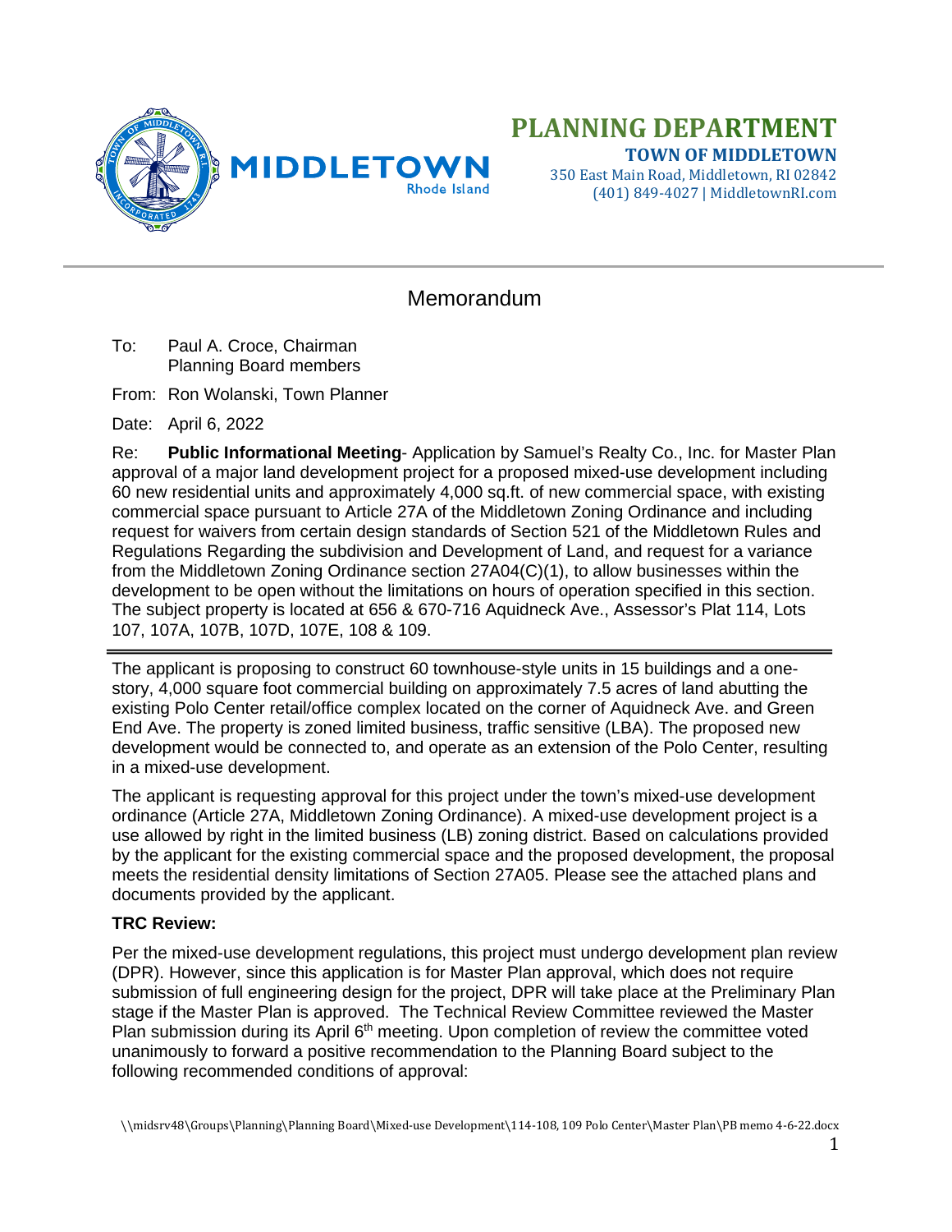# PLANNING DEPARTMENT

**TOWN OF MIDDLETOWN**
350 East Main Road, Middletown, RI 02842
(401) 849-4027 | MiddletownRI.com

---

## Memorandum

To: Paul A. Croce, Chairman
Planning Board members

From: Ron Wolanski, Town Planner

Date: April 6, 2022

Re: **Public Informational Meeting**- Application by Samuel's Realty Co., Inc. for Master Plan approval of a major land development project for a proposed mixed-use development including 60 new residential units and approximately 4,000 sq.ft. of new commercial space, with existing commercial space pursuant to Article 27A of the Middletown Zoning Ordinance and including request for waivers from certain design standards of Section 521 of the Middletown Rules and Regulations Regarding the subdivision and Development of Land, and request for a variance from the Middletown Zoning Ordinance section 27A04(C)(1), to allow businesses within the development to be open without the limitations on hours of operation specified in this section. The subject property is located at 656 & 670-716 Aquidneck Ave., Assessor's Plat 114, Lots 107, 107A, 107B, 107D, 107E, 108 & 109.

---

The applicant is proposing to construct 60 townhouse-style units in 15 buildings and a one-story, 4,000 square foot commercial building on approximately 7.5 acres of land abutting the existing Polo Center retail/office complex located on the corner of Aquidneck Ave. and Green End Ave. The property is zoned limited business, traffic sensitive (LBA). The proposed new development would be connected to, and operate as an extension of the Polo Center, resulting in a mixed-use development.

The applicant is requesting approval for this project under the town's mixed-use development ordinance (Article 27A, Middletown Zoning Ordinance). A mixed-use development project is a use allowed by right in the limited business (LB) zoning district. Based on calculations provided by the applicant for the existing commercial space and the proposed development, the proposal meets the residential density limitations of Section 27A05. Please see the attached plans and documents provided by the applicant.

**TRC Review:**

Per the mixed-use development regulations, this project must undergo development plan review (DPR). However, since this application is for Master Plan approval, which does not require submission of full engineering design for the project, DPR will take place at the Preliminary Plan stage if the Master Plan is approved. The Technical Review Committee reviewed the Master Plan submission during its April 6th meeting. Upon completion of review the committee voted unanimously to forward a positive recommendation to the Planning Board subject to the following recommended conditions of approval: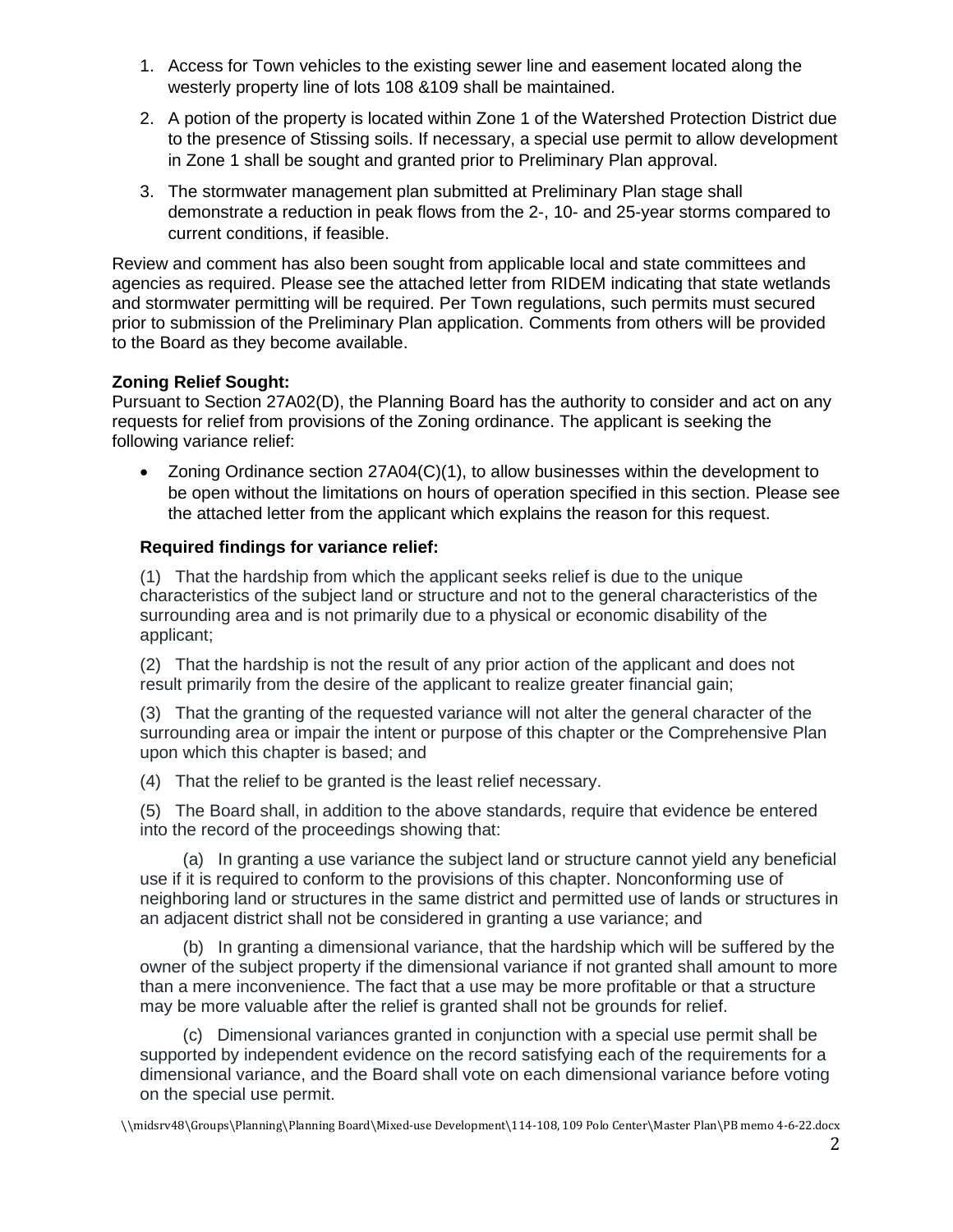1. Access for Town vehicles to the existing sewer line and easement located along the westerly property line of lots 108 &109 shall be maintained.

2. A potion of the property is located within Zone 1 of the Watershed Protection District due to the presence of Stissing soils. If necessary, a special use permit to allow development in Zone 1 shall be sought and granted prior to Preliminary Plan approval.

3. The stormwater management plan submitted at Preliminary Plan stage shall demonstrate a reduction in peak flows from the 2-, 10- and 25-year storms compared to current conditions, if feasible.

Review and comment has also been sought from applicable local and state committees and agencies as required. Please see the attached letter from RIDEM indicating that state wetlands and stormwater permitting will be required. Per Town regulations, such permits must secured prior to submission of the Preliminary Plan application. Comments from others will be provided to the Board as they become available.

**Zoning Relief Sought:**
Pursuant to Section 27A02(D), the Planning Board has the authority to consider and act on any requests for relief from provisions of the Zoning ordinance. The applicant is seeking the following variance relief:

- Zoning Ordinance section 27A04(C)(1), to allow businesses within the development to be open without the limitations on hours of operation specified in this section. Please see the attached letter from the applicant which explains the reason for this request.

**Required findings for variance relief:**

(1) That the hardship from which the applicant seeks relief is due to the unique characteristics of the subject land or structure and not to the general characteristics of the surrounding area and is not primarily due to a physical or economic disability of the applicant;

(2) That the hardship is not the result of any prior action of the applicant and does not result primarily from the desire of the applicant to realize greater financial gain;

(3) That the granting of the requested variance will not alter the general character of the surrounding area or impair the intent or purpose of this chapter or the Comprehensive Plan upon which this chapter is based; and

(4) That the relief to be granted is the least relief necessary.

(5) The Board shall, in addition to the above standards, require that evidence be entered into the record of the proceedings showing that:

(a) In granting a use variance the subject land or structure cannot yield any beneficial use if it is required to conform to the provisions of this chapter. Nonconforming use of neighboring land or structures in the same district and permitted use of lands or structures in an adjacent district shall not be considered in granting a use variance; and

(b) In granting a dimensional variance, that the hardship which will be suffered by the owner of the subject property if the dimensional variance if not granted shall amount to more than a mere inconvenience. The fact that a use may be more profitable or that a structure may be more valuable after the relief is granted shall not be grounds for relief.

(c) Dimensional variances granted in conjunction with a special use permit shall be supported by independent evidence on the record satisfying each of the requirements for a dimensional variance, and the Board shall vote on each dimensional variance before voting on the special use permit.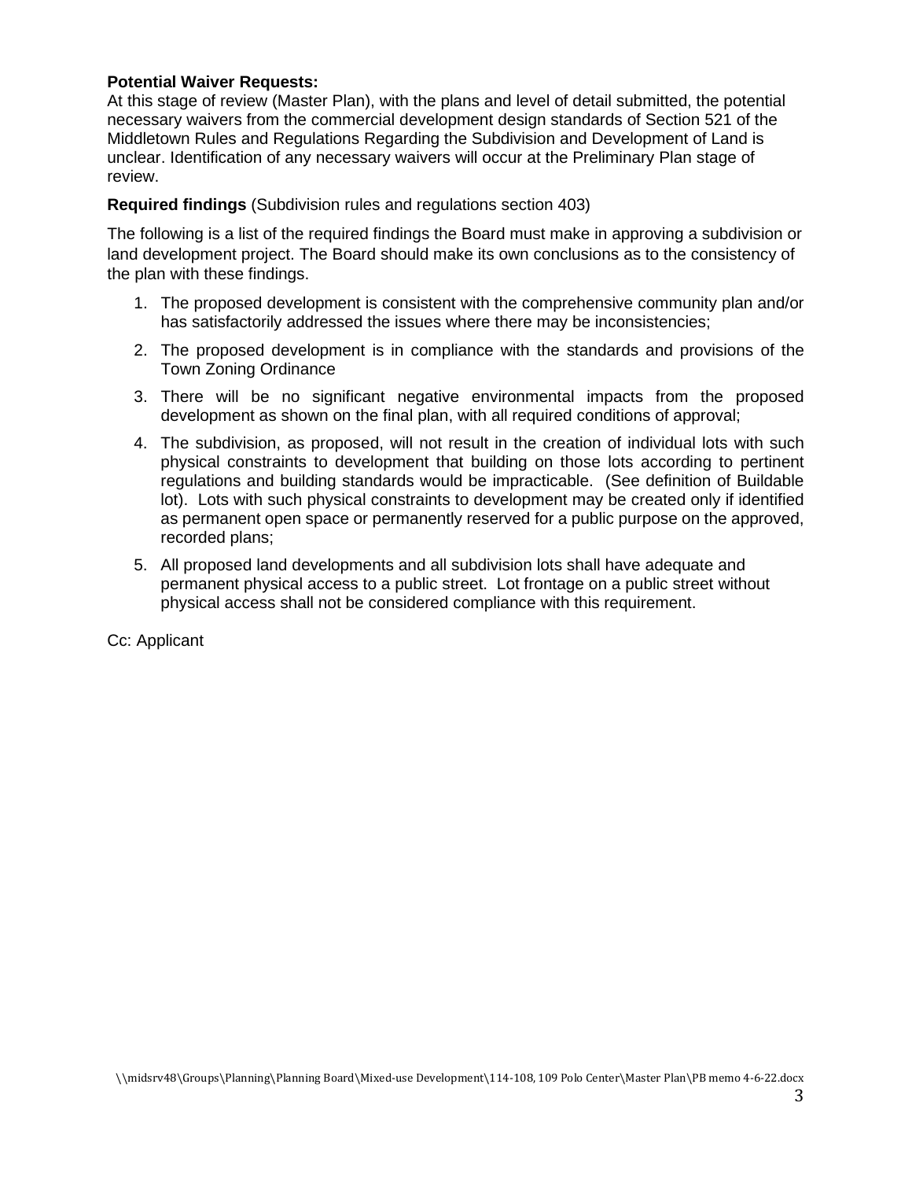**Potential Waiver Requests:**
At this stage of review (Master Plan), with the plans and level of detail submitted, the potential necessary waivers from the commercial development design standards of Section 521 of the Middletown Rules and Regulations Regarding the Subdivision and Development of Land is unclear. Identification of any necessary waivers will occur at the Preliminary Plan stage of review.

**Required findings** (Subdivision rules and regulations section 403)

The following is a list of the required findings the Board must make in approving a subdivision or land development project. The Board should make its own conclusions as to the consistency of the plan with these findings.

1. The proposed development is consistent with the comprehensive community plan and/or has satisfactorily addressed the issues where there may be inconsistencies;
2. The proposed development is in compliance with the standards and provisions of the Town Zoning Ordinance
3. There will be no significant negative environmental impacts from the proposed development as shown on the final plan, with all required conditions of approval;
4. The subdivision, as proposed, will not result in the creation of individual lots with such physical constraints to development that building on those lots according to pertinent regulations and building standards would be impracticable. (See definition of Buildable lot). Lots with such physical constraints to development may be created only if identified as permanent open space or permanently reserved for a public purpose on the approved, recorded plans;
5. All proposed land developments and all subdivision lots shall have adequate and permanent physical access to a public street. Lot frontage on a public street without physical access shall not be considered compliance with this requirement.

Cc: Applicant

\\midsrv48\Groups\Planning\Planning Board\Mixed-use Development\114-108, 109 Polo Center\Master Plan\PB memo 4-6-22.docx